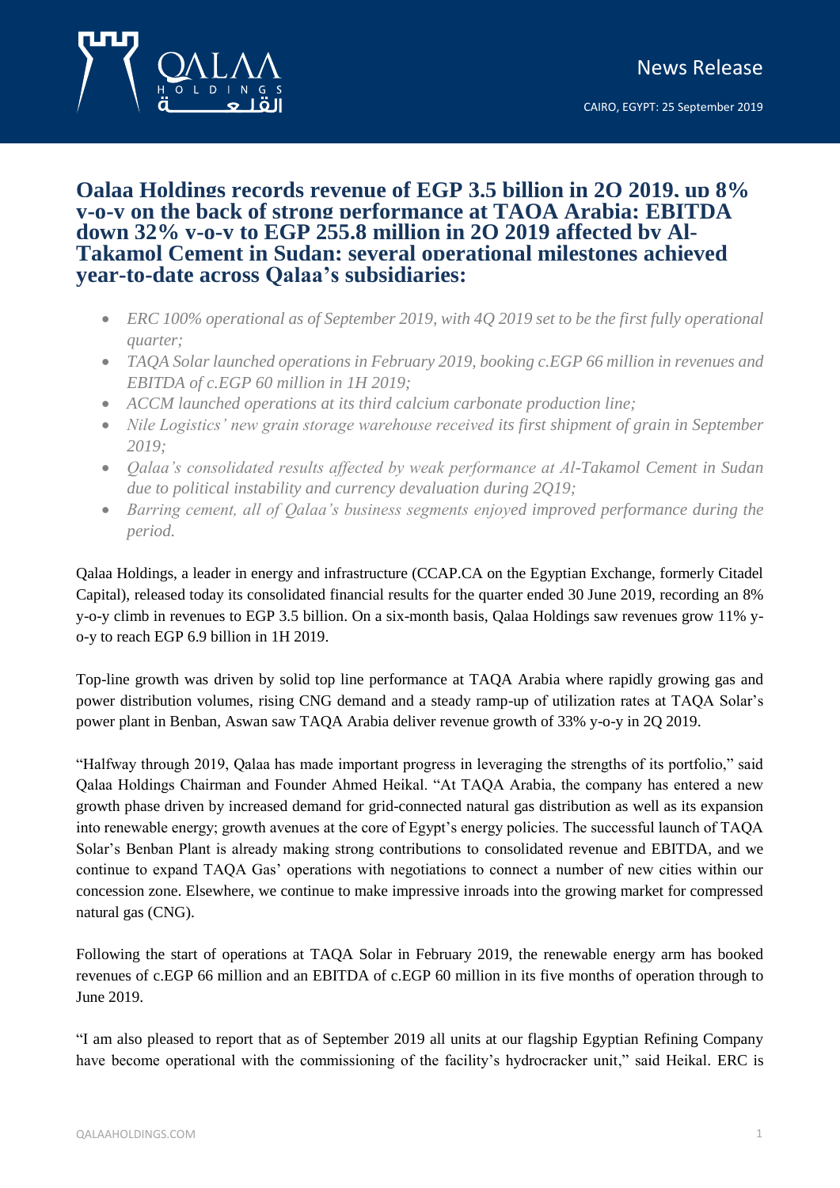News Release

CAIRO, EGYPT: 25 September 2019

# Qalaa Holdings records revenue of EGP 3.5 billion in 2Q 2019, up 8% y-o-y on the back of strong performance at TAQA Arabia; EBITDA down 32% y-o-y to EGP 255.8 million in 2Q 2019 affected by Al-Takamol Cement in Sudan; several operational milestones achieved year-to-date across Qalaa's subsidiaries:

- *ERC 100% operational as of September 2019, with 4Q 2019 set to be the first fully operational quarter;*
- *TAQA Solar launched operations in February 2019, booking c.EGP 66 million in revenues and EBITDA of c.EGP 60 million in 1H 2019;*
- *ACCM launched operations at its third calcium carbonate production line;*
- *Nile Logistics' new grain storage warehouse received its first shipment of grain in September 2019;*
- *Qalaa's consolidated results affected by weak performance at Al-Takamol Cement in Sudan due to political instability and currency devaluation during 2Q19;*
- *Barring cement, all of Qalaa's business segments enjoyed improved performance during the period.*

Qalaa Holdings, a leader in energy and infrastructure (CCAP.CA on the Egyptian Exchange, formerly Citadel Capital), released today its consolidated financial results for the quarter ended 30 June 2019, recording an 8% y-o-y climb in revenues to EGP 3.5 billion. On a six-month basis, Qalaa Holdings saw revenues grow 11% y-o-y to reach EGP 6.9 billion in 1H 2019.

Top-line growth was driven by solid top line performance at TAQA Arabia where rapidly growing gas and power distribution volumes, rising CNG demand and a steady ramp-up of utilization rates at TAQA Solar's power plant in Benban, Aswan saw TAQA Arabia deliver revenue growth of 33% y-o-y in 2Q 2019.

"Halfway through 2019, Qalaa has made important progress in leveraging the strengths of its portfolio," said Qalaa Holdings Chairman and Founder Ahmed Heikal. "At TAQA Arabia, the company has entered a new growth phase driven by increased demand for grid-connected natural gas distribution as well as its expansion into renewable energy; growth avenues at the core of Egypt's energy policies. The successful launch of TAQA Solar's Benban Plant is already making strong contributions to consolidated revenue and EBITDA, and we continue to expand TAQA Gas' operations with negotiations to connect a number of new cities within our concession zone. Elsewhere, we continue to make impressive inroads into the growing market for compressed natural gas (CNG).

Following the start of operations at TAQA Solar in February 2019, the renewable energy arm has booked revenues of c.EGP 66 million and an EBITDA of c.EGP 60 million in its five months of operation through to June 2019.

"I am also pleased to report that as of September 2019 all units at our flagship Egyptian Refining Company have become operational with the commissioning of the facility's hydrocracker unit," said Heikal. ERC is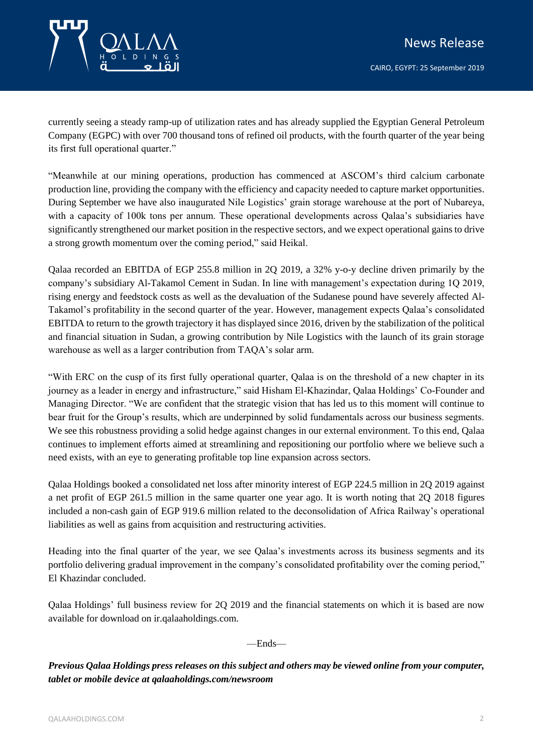currently seeing a steady ramp-up of utilization rates and has already supplied the Egyptian General Petroleum Company (EGPC) with over 700 thousand tons of refined oil products, with the fourth quarter of the year being its first full operational quarter."

"Meanwhile at our mining operations, production has commenced at ASCOM's third calcium carbonate production line, providing the company with the efficiency and capacity needed to capture market opportunities. During September we have also inaugurated Nile Logistics' grain storage warehouse at the port of Nubareya, with a capacity of 100k tons per annum. These operational developments across Qalaa's subsidiaries have significantly strengthened our market position in the respective sectors, and we expect operational gains to drive a strong growth momentum over the coming period," said Heikal.

Qalaa recorded an EBITDA of EGP 255.8 million in 2Q 2019, a 32% y-o-y decline driven primarily by the company's subsidiary Al-Takamol Cement in Sudan. In line with management's expectation during 1Q 2019, rising energy and feedstock costs as well as the devaluation of the Sudanese pound have severely affected Al-Takamol's profitability in the second quarter of the year. However, management expects Qalaa's consolidated EBITDA to return to the growth trajectory it has displayed since 2016, driven by the stabilization of the political and financial situation in Sudan, a growing contribution by Nile Logistics with the launch of its grain storage warehouse as well as a larger contribution from TAQA's solar arm.

"With ERC on the cusp of its first fully operational quarter, Qalaa is on the threshold of a new chapter in its journey as a leader in energy and infrastructure," said Hisham El-Khazindar, Qalaa Holdings' Co-Founder and Managing Director. "We are confident that the strategic vision that has led us to this moment will continue to bear fruit for the Group's results, which are underpinned by solid fundamentals across our business segments. We see this robustness providing a solid hedge against changes in our external environment. To this end, Qalaa continues to implement efforts aimed at streamlining and repositioning our portfolio where we believe such a need exists, with an eye to generating profitable top line expansion across sectors.

Qalaa Holdings booked a consolidated net loss after minority interest of EGP 224.5 million in 2Q 2019 against a net profit of EGP 261.5 million in the same quarter one year ago. It is worth noting that 2Q 2018 figures included a non-cash gain of EGP 919.6 million related to the deconsolidation of Africa Railway's operational liabilities as well as gains from acquisition and restructuring activities.

Heading into the final quarter of the year, we see Qalaa's investments across its business segments and its portfolio delivering gradual improvement in the company's consolidated profitability over the coming period," El Khazindar concluded.

Qalaa Holdings' full business review for 2Q 2019 and the financial statements on which it is based are now available for download on ir.qalaaholdings.com.

—Ends—

***Previous Qalaa Holdings press releases on this subject and others may be viewed online from your computer, tablet or mobile device at qalaaholdings.com/newsroom***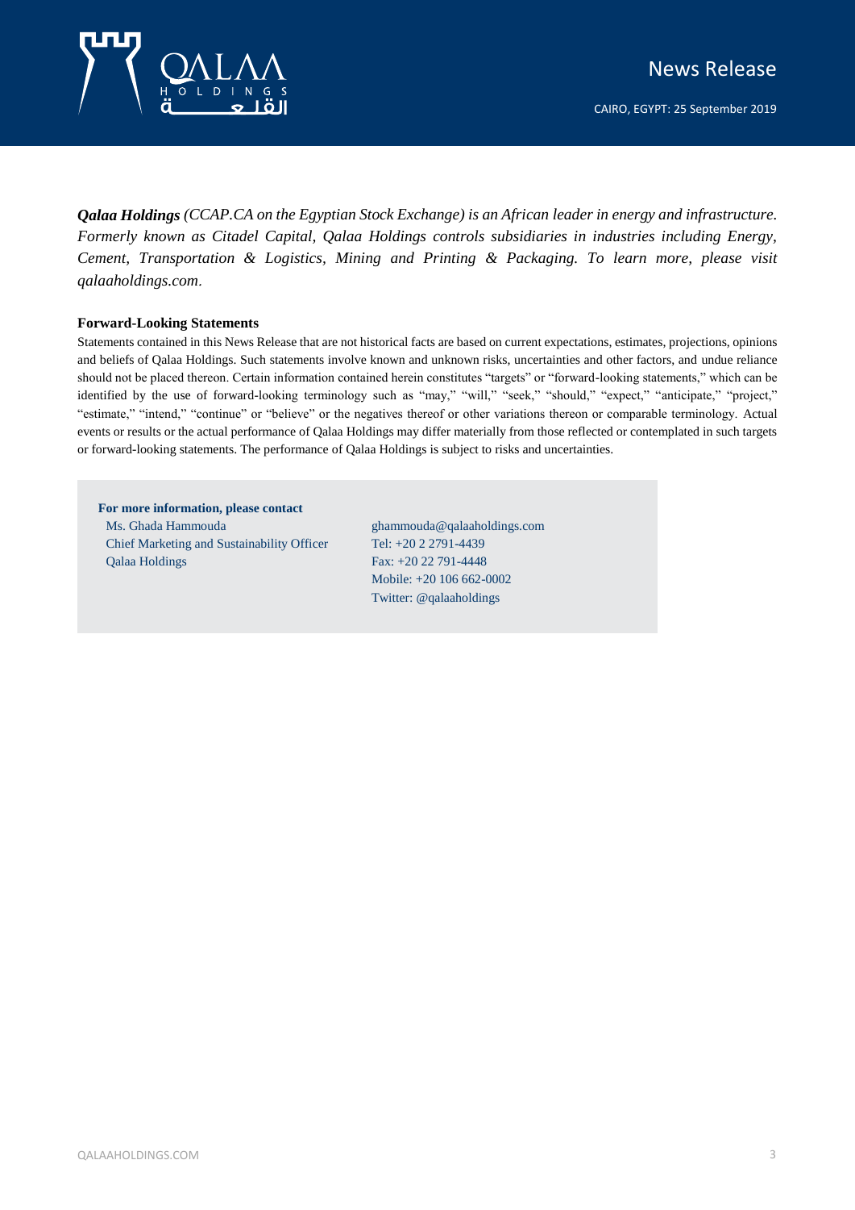***Qalaa Holdings*** *(CCAP.CA on the Egyptian Stock Exchange) is an African leader in energy and infrastructure. Formerly known as Citadel Capital, Qalaa Holdings controls subsidiaries in industries including Energy, Cement, Transportation & Logistics, Mining and Printing & Packaging. To learn more, please visit qalaaholdings.com.*

**Forward-Looking Statements**

Statements contained in this News Release that are not historical facts are based on current expectations, estimates, projections, opinions and beliefs of Qalaa Holdings. Such statements involve known and unknown risks, uncertainties and other factors, and undue reliance should not be placed thereon. Certain information contained herein constitutes "targets" or "forward-looking statements," which can be identified by the use of forward-looking terminology such as "may," "will," "seek," "should," "expect," "anticipate," "project," "estimate," "intend," "continue" or "believe" or the negatives thereof or other variations thereon or comparable terminology. Actual events or results or the actual performance of Qalaa Holdings may differ materially from those reflected or contemplated in such targets or forward-looking statements. The performance of Qalaa Holdings is subject to risks and uncertainties.

**For more information, please contact**

Ms. Ghada Hammouda
Chief Marketing and Sustainability Officer
Qalaa Holdings

ghammouda@qalaaholdings.com
Tel: +20 2 2791-4439
Fax: +20 22 791-4448
Mobile: +20 106 662-0002
Twitter: @qalaaholdings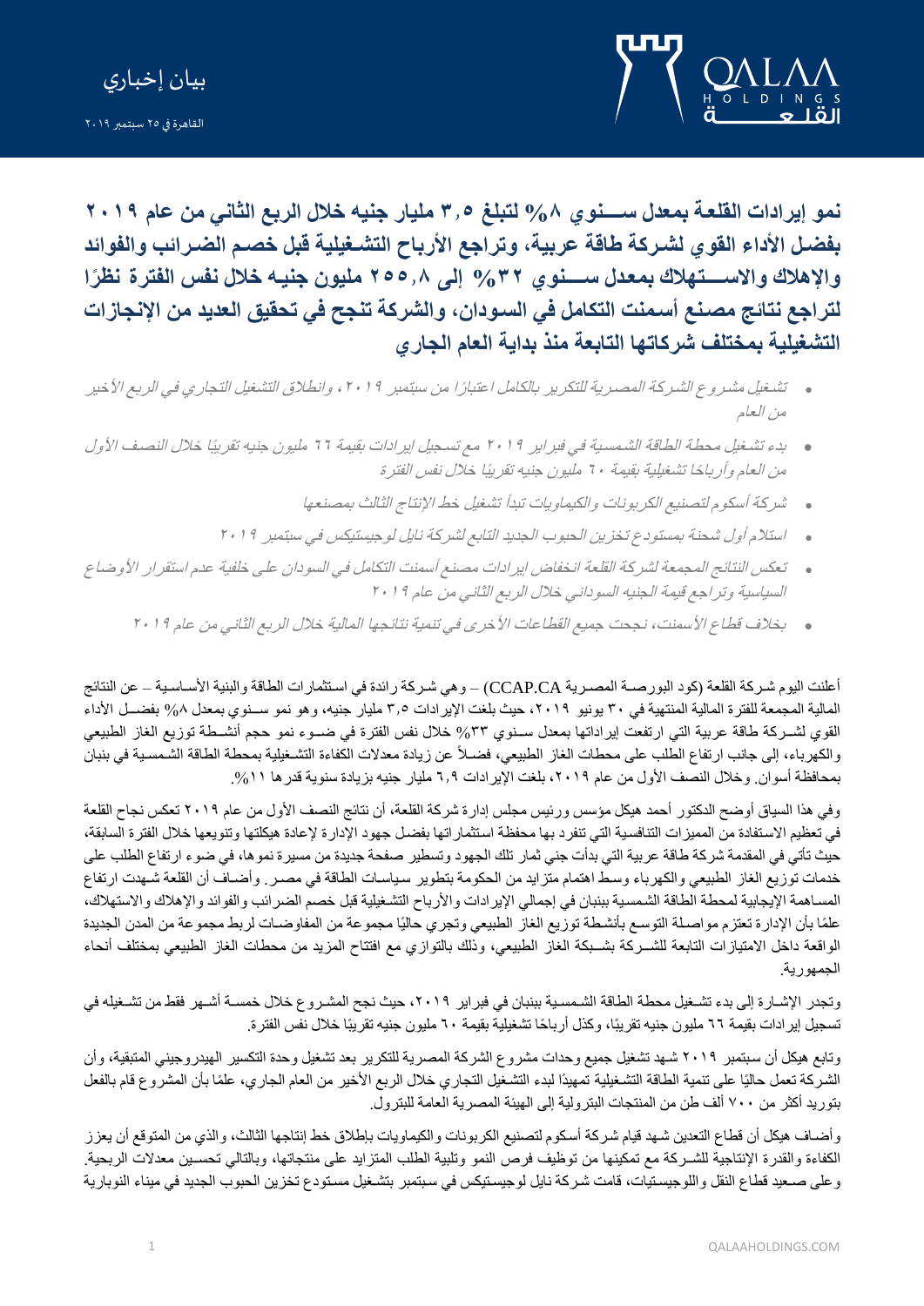بيان إخباري

القاهرة في ٢٥ سبتمبر ٢٠١٩

# نمو إيرادات القلعة بمعدل سنوي ٨% لتبلغ ٣,٥ مليار جنيه خلال الربع الثاني من عام ٢٠١٩ بفضل الأداء القوي لشركة طاقة عربية، وتراجع الأرباح التشغيلية قبل خصم الضرائب والفوائد والإهلاك والاستهلاك بمعدل سنوي ٣٢% إلى ٢٥٥,٨ مليون جنيه خلال نفس الفترة نظرًا لتراجع نتائج مصنع أسمنت التكامل في السودان، والشركة تنجح في تحقيق العديد من الإنجازات التشغيلية بمختلف شركاتها التابعة منذ بداية العام الجاري

- *تشغيل مشروع الشركة المصرية للتكرير بالكامل اعتبارًا من سبتمبر ٢٠١٩، وانطلاق التشغيل التجاري في الربع الأخير من العام*
- *بدء تشغيل محطة الطاقة الشمسية في فبراير ٢٠١٩ مع تسجيل إيرادات بقيمة ٦٦ مليون جنيه تقريبًا خلال النصف الأول من العام وأرباحًا تشغيلية بقيمة ٦٠ مليون جنيه تقريبًا خلال نفس الفترة*
- *شركة أسكوم لتصنيع الكربونات والكيماويات تبدأ تشغيل خط الإنتاج الثالث بمصنعها*
- *استلام أول شحنة بمستودع تخزين الحبوب الجديد التابع لشركة نايل لوجيستيكس في سبتمبر ٢٠١٩*
- *تعكس النتائج المجمعة لشركة القلعة انخفاض إيرادات مصنع أسمنت التكامل في السودان على خلفية عدم استقرار الأوضاع السياسية وتراجع قيمة الجنيه السوداني خلال الربع الثاني من عام ٢٠١٩*
- *بخلاف قطاع الأسمنت، نجحت جميع القطاعات الأخرى في تنمية نتائجها المالية خلال الربع الثاني من عام ٢٠١٩*

أعلنت اليوم شركة القلعة (كود البورصة المصرية CCAP.CA) – وهي شركة رائدة في استثمارات الطاقة والبنية الأساسية – عن النتائج المالية المجمعة للفترة المالية المنتهية في ٣٠ يونيو ٢٠١٩، حيث بلغت الإيرادات ٣,٥ مليار جنيه، وهو نمو سنوي بمعدل ٨% بفضل الأداء القوي لشركة طاقة عربية التي ارتفعت إيراداتها بمعدل سنوي ٣٣% خلال نفس الفترة في ضوء نمو حجم أنشطة توزيع الغاز الطبيعي والكهرباء، إلى جانب ارتفاع الطلب على محطات الغاز الطبيعي، فضلاً عن زيادة معدلات الكفاءة التشغيلية بمحطة الطاقة الشمسية في بنبان بمحافظة أسوان. وخلال النصف الأول من عام ٢٠١٩، بلغت الإيرادات ٦,٩ مليار جنيه بزيادة سنوية قدرها ١١%.

وفي هذا السياق أوضح الدكتور أحمد هيكل مؤسس ورئيس مجلس إدارة شركة القلعة، أن نتائج النصف الأول من عام ٢٠١٩ تعكس نجاح القلعة في تعظيم الاستفادة من المميزات التنافسية التي تنفرد بها محفظة استثماراتها بفضل جهود الإدارة لإعادة هيكلتها وتنويعها خلال الفترة السابقة، حيث تأتي في المقدمة شركة طاقة عربية التي بدأت جني ثمار تلك الجهود وتسطير صفحة جديدة من مسيرة نموها، في ضوء ارتفاع الطلب على خدمات توزيع الغاز الطبيعي والكهرباء وسط اهتمام متزايد من الحكومة بتطوير سياسات الطاقة في مصر. وأضاف أن القلعة شهدت ارتفاع المساهمة الإيجابية لمحطة الطاقة الشمسية ببنبان في إجمالي الإيرادات والأرباح التشغيلية قبل خصم الضرائب والفوائد والإهلاك والاستهلاك، علمًا بأن الإدارة تعتزم مواصلة التوسع بأنشطة توزيع الغاز الطبيعي وتجري حاليًا مجموعة من المفاوضات لربط مجموعة من المدن الجديدة الواقعة داخل الامتيازات التابعة للشركة بشبكة الغاز الطبيعي، وذلك بالتوازي مع افتتاح المزيد من محطات الغاز الطبيعي بمختلف أنحاء الجمهورية.

وتجدر الإشارة إلى بدء تشغيل محطة الطاقة الشمسية ببنبان في فبراير ٢٠١٩، حيث نجح المشروع خلال خمسة أشهر فقط من تشغيله في تسجيل إيرادات بقيمة ٦٦ مليون جنيه تقريبًا، وكذا أرباحًا تشغيلية بقيمة ٦٠ مليون جنيه تقريبًا خلال نفس الفترة.

وتابع هيكل أن سبتمبر ٢٠١٩ شهد تشغيل جميع وحدات مشروع الشركة المصرية للتكرير بعد تشغيل وحدة التكسير الهيدروجيني المتبقية، وأن الشركة تعمل حاليًا على تنمية الطاقة التشغيلية تمهيدًا لبدء التشغيل التجاري خلال الربع الأخير من العام الجاري، علمًا بأن المشروع قام بالفعل بتوريد أكثر من ٧٠٠ ألف طن من المنتجات البترولية إلى الهيئة المصرية العامة للبترول.

وأضاف هيكل أن قطاع التعدين شهد قيام شركة أسكوم لتصنيع الكربونات والكيماويات بإطلاق خط إنتاجها الثالث، والذي من المتوقع أن يعزز الكفاءة والقدرة الإنتاجية للشركة مع تمكينها من توظيف فرص النمو وتلبية الطلب المتزايد على منتجاتها، وبالتالي تحسين معدلات الربحية. وعلى صعيد قطاع النقل واللوجيستيات، قامت شركة نايل لوجيستيكس في سبتمبر بتشغيل مستودع تخزين الحبوب الجديد في ميناء النوبارية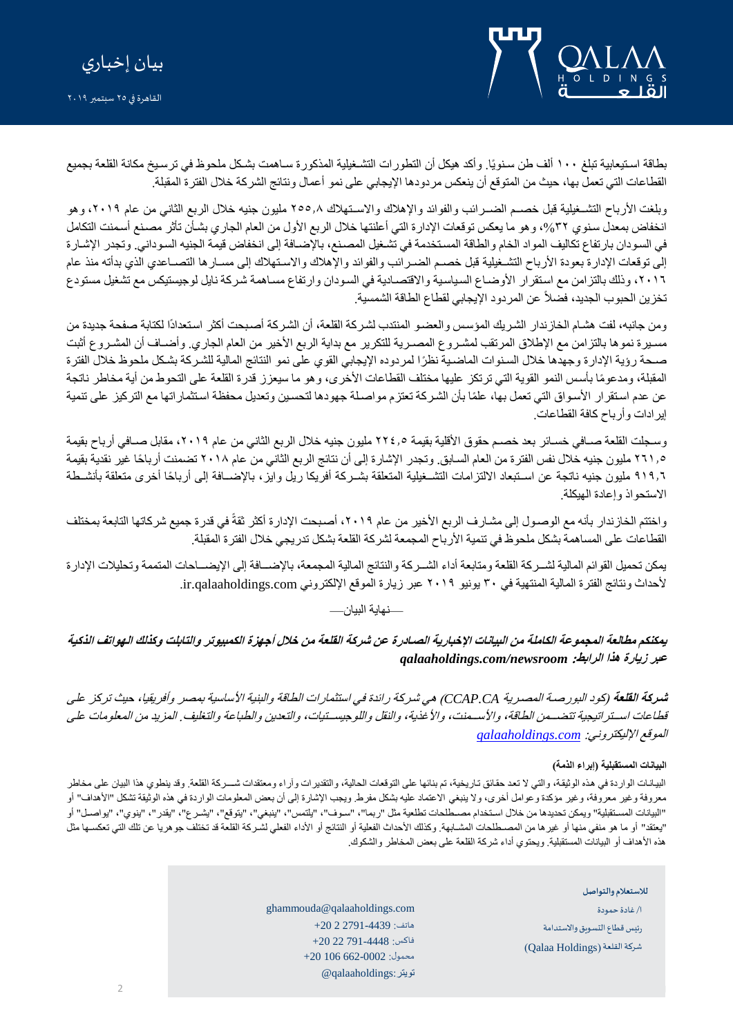بيان إخباري

القاهرة في ٢٥ سبتمبر ٢٠١٩

بطاقة استيعابية تبلغ ١٠٠ ألف طن سنويًا. وأكد هيكل أن التطورات التشغيلية المذكورة ساهمت بشكل ملحوظ في ترسيخ مكانة القلعة بجميع القطاعات التي تعمل بها، حيث من المتوقع أن ينعكس مردودها الإيجابي على نمو أعمال ونتائج الشركة خلال الفترة المقبلة.

وبلغت الأرباح التشغيلية قبل خصم الضرائب والفوائد والإهلاك والاستهلاك ٢٥٥٫٨ مليون جنيه خلال الربع الثاني من عام ٢٠١٩، وهو انخفاض بمعدل سنوي ٣٢%، وهو ما يعكس توقعات الإدارة التي أعلنتها خلال الربع الأول من العام الجاري بشأن تأثر مصنع أسمنت التكامل في السودان بارتفاع تكاليف المواد الخام والطاقة المستخدمة في تشغيل المصنع، بالإضافة إلى انخفاض قيمة الجنيه السوداني. وتجدر الإشارة إلى توقعات الإدارة بعودة الأرباح التشغيلية قبل خصم الضرائب والفوائد والإهلاك والاستهلاك إلى مسارها التصاعدي الذي بدأته منذ عام ٢٠١٦، وذلك بالتزامن مع استقرار الأوضاع السياسية والاقتصادية في السودان وارتفاع مساهمة شركة نايل لوجيستيكس مع تشغيل مستودع تخزين الحبوب الجديد، فضلاً عن المردود الإيجابي لقطاع الطاقة الشمسية.

ومن جانبه، لفت هشام الخازندار الشريك المؤسس والعضو المنتدب لشركة القلعة، أن الشركة أصبحت أكثر استعدادًا لكتابة صفحة جديدة من مسيرة نموها بالتزامن مع الإطلاق المرتقب لمشروع المصرية للتكرير مع بداية الربع الأخير من العام الجاري. وأضاف أن المشروع أثبت صحة رؤية الإدارة وجهدها خلال السنوات الماضية نظرًا لمردوده الإيجابي القوي على نمو النتائج المالية للشركة بشكل ملحوظ خلال الفترة المقبلة، ومدعومًا بأسس النمو القوية التي ترتكز عليها مختلف القطاعات الأخرى، وهو ما سيعزز قدرة القلعة على التحوط من أية مخاطر ناتجة عن عدم استقرار الأسواق التي تعمل بها، علمًا بأن الشركة تعتزم مواصلة جهودها لتحسين وتعديل محفظة استثماراتها مع التركيز على تنمية إيرادات وأرباح كافة القطاعات.

وسجلت القلعة صافي خسائر بعد خصم حقوق الأقلية بقيمة ٢٢٤٫٥ مليون جنيه خلال الربع الثاني من عام ٢٠١٩، مقابل صافي أرباح بقيمة ٢٦١٫٥ مليون جنيه خلال نفس الفترة من العام السابق. وتجدر الإشارة إلى أن نتائج الربع الثاني من عام ٢٠١٨ تضمنت أرباحًا غير نقدية بقيمة ٩١٩٫٦ مليون جنيه ناتجة عن استبعاد الالتزامات التشغيلية المتعلقة بشركة أفريكا ريل وايز، بالإضافة إلى أرباحًا أخرى متعلقة بأنشطة الاستحواذ وإعادة الهيكلة.

واختتم الخازندار بأنه مع الوصول إلى مشارف الربع الأخير من عام ٢٠١٩، أصبحت الإدارة أكثر ثقةً في قدرة جميع شركاتها التابعة بمختلف القطاعات على المساهمة بشكل ملحوظ في تنمية الأرباح المجمعة لشركة القلعة بشكل تدريجي خلال الفترة المقبلة.

يمكن تحميل القوائم المالية لشركة القلعة ومتابعة أداء الشركة والنتائج المالية المجمعة، بالإضافة إلى الإيضاحات المتممة وتحليلات الإدارة لأحداث ونتائج الفترة المالية المنتهية في ٣٠ يونيو ٢٠١٩ عبر زيارة الموقع الإلكتروني ir.qalaaholdings.com.

—نهاية البيان—

***يمكنكم مطالعة المجموعة الكاملة من البيانات الإخبارية الصادرة عن شركة القلعة من خلال أجهزة الكمبيوتر والتابلت وكذلك الهواتف الذكية عبر زيارة هذا الرابط: qalaaholdings.com/newsroom***

***شركة القلعة*** *(كود البورصة المصرية CCAP.CA) هي شركة رائدة في استثمارات الطاقة والبنية الأساسية بمصر وأفريقيا، حيث تركز على قطاعات استراتيجية تتضمن الطاقة، والأسمنت، والأغذية، والنقل واللوجيستيات، والتعدين والطباعة والتغليف. المزيد من المعلومات على الموقع الإليكتروني: qalaaholdings.com*

**البيانات المستقبلية (إبراء الذمة)**

البيانات الواردة في هذه الوثيقة، والتي لا تعد حقائق تاريخية، تم بنائها على التوقعات الحالية، والتقديرات وآراء ومعتقدات شركة القلعة. وقد ينطوي هذا البيان على مخاطر معروفة وغير معروفة، وغير مؤكدة وعوامل أخرى، ولا ينبغي الاعتماد عليه بشكل مفرط. ويجب الإشارة إلى أن بعض المعلومات الواردة في هذه الوثيقة تشكل "الأهداف" أو "البيانات المستقبلية" ويمكن تحديدها من خلال استخدام مصطلحات تطلعية مثل "ربما"، "سوف"، "يلتمس"، "ينبغي"، "يتوقع"، "يشرع"، "يقدر"، "ينوي"، "يواصل" أو "يعتقد" أو ما هو منفي منها أو غيرها من المصطلحات المشابهة. وكذلك الأحداث الفعلية أو النتائج أو الأداء الفعلي لشركة القلعة قد تختلف جوهريا عن تلك التي تعكسها مثل هذه الأهداف أو البيانات المستقبلية. ويحتوي أداء شركة القلعة على بعض المخاطر والشكوك.

**للاستعلام والتواصل**

أ/ غادة حمودة

رئيس قطاع التسويق والاستدامة

شركة القلعة (Qalaa Holdings)

ghammouda@qalaaholdings.com

هاتف: 4439-2791 2 20+

فاكس: 4448-791 22 20+

محمول: 0002-662 106 20+

تويتر: @qalaaholdings